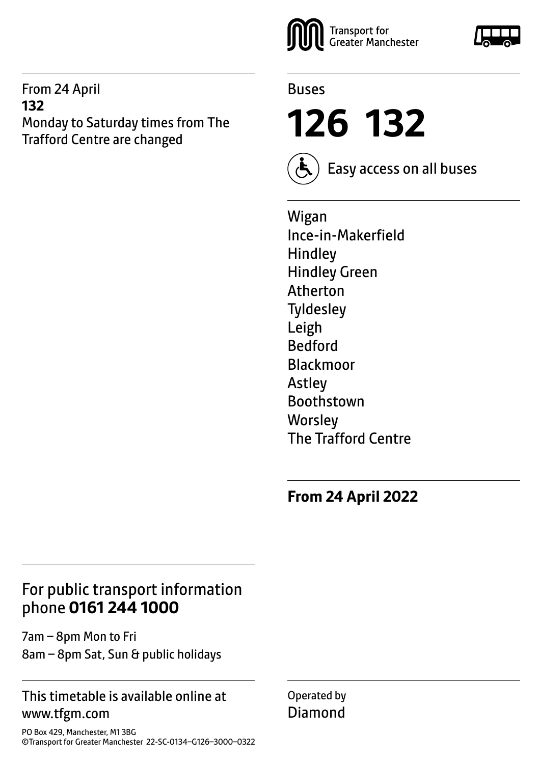Transport for Greater Manchester

From 24 April
**132**
Monday to Saturday times from The Trafford Centre are changed

Buses

# 126 132

Easy access on all buses

Wigan
Ince-in-Makerfield
Hindley
Hindley Green
Atherton
Tyldesley
Leigh
Bedford
Blackmoor
Astley
Boothstown
Worsley
The Trafford Centre

**From 24 April 2022**

For public transport information phone **0161 244 1000**

7am – 8pm Mon to Fri
8am – 8pm Sat, Sun & public holidays

This timetable is available online at www.tfgm.com

PO Box 429, Manchester, M1 3BG
©Transport for Greater Manchester 22-SC-0134–G126–3000–0322

Operated by
Diamond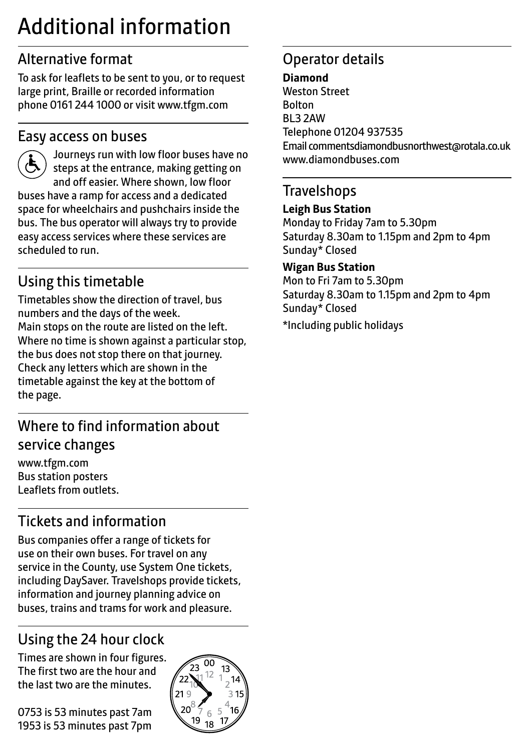# Additional information

## Alternative format

To ask for leaflets to be sent to you, or to request large print, Braille or recorded information phone 0161 244 1000 or visit www.tfgm.com

## Easy access on buses

Journeys run with low floor buses have no steps at the entrance, making getting on and off easier. Where shown, low floor buses have a ramp for access and a dedicated space for wheelchairs and pushchairs inside the bus. The bus operator will always try to provide easy access services where these services are scheduled to run.

## Using this timetable

Timetables show the direction of travel, bus numbers and the days of the week.
Main stops on the route are listed on the left.
Where no time is shown against a particular stop, the bus does not stop there on that journey.
Check any letters which are shown in the timetable against the key at the bottom of the page.

## Where to find information about service changes

www.tfgm.com
Bus station posters
Leaflets from outlets.

## Tickets and information

Bus companies offer a range of tickets for use on their own buses. For travel on any service in the County, use System One tickets, including DaySaver. Travelshops provide tickets, information and journey planning advice on buses, trains and trams for work and pleasure.

## Using the 24 hour clock

Times are shown in four figures. The first two are the hour and the last two are the minutes.

0753 is 53 minutes past 7am
1953 is 53 minutes past 7pm

## Operator details

**Diamond**
Weston Street
Bolton
BL3 2AW
Telephone 01204 937535
Email commentsdiamondbusnorthwest@rotala.co.uk
www.diamondbuses.com

## Travelshops

**Leigh Bus Station**
Monday to Friday 7am to 5.30pm
Saturday 8.30am to 1.15pm and 2pm to 4pm
Sunday* Closed

**Wigan Bus Station**
Mon to Fri 7am to 5.30pm
Saturday 8.30am to 1.15pm and 2pm to 4pm
Sunday* Closed

*Including public holidays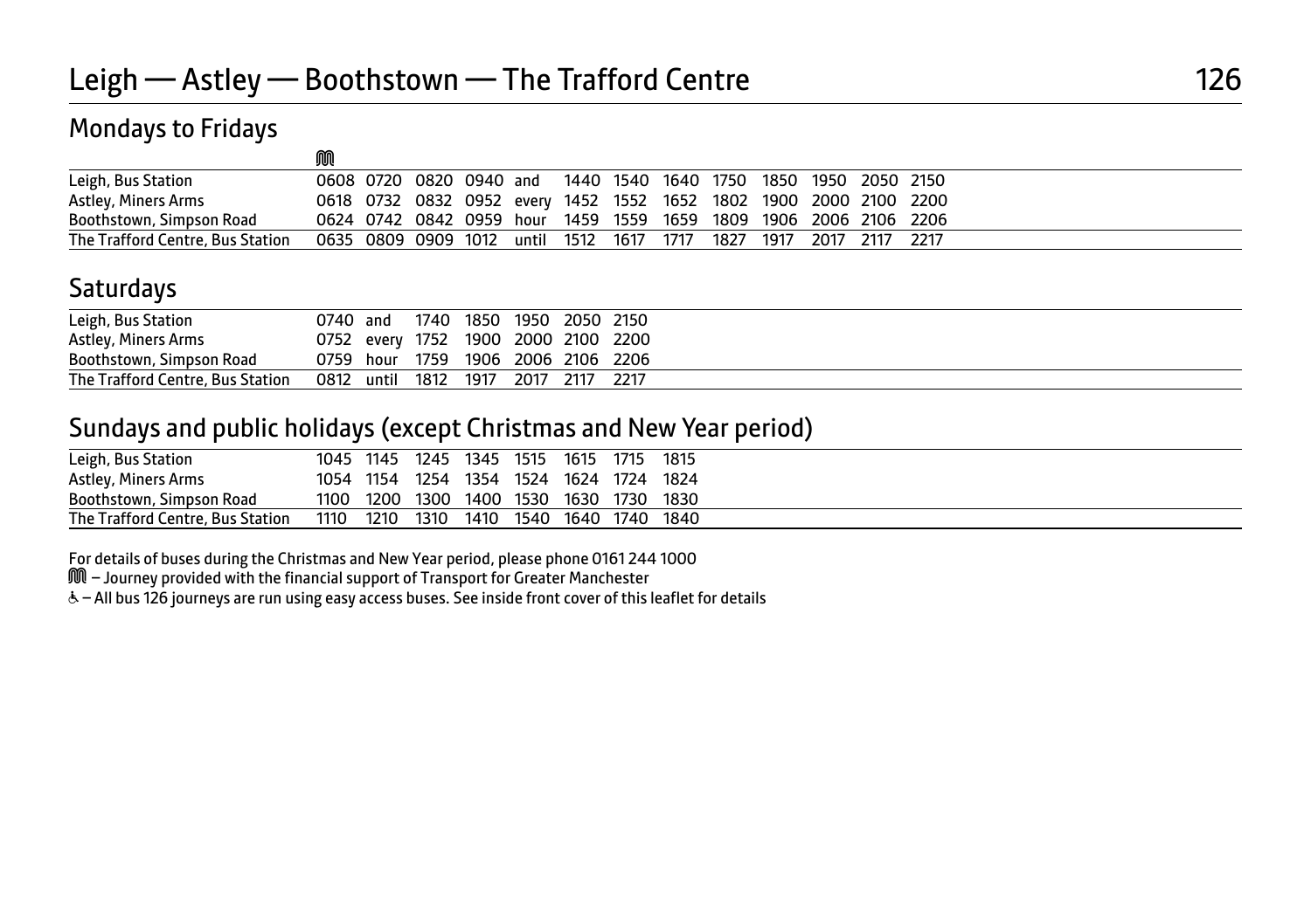# Leigh — Astley — Boothstown — The Trafford Centre 126

## Mondays to Fridays

| | Ⓜ | | | | | | | | | | | | |
|---|---|---|---|---|---|---|---|---|---|---|---|---|---|
| Leigh, Bus Station | 0608 | 0720 | 0820 | 0940 | and | 1440 | 1540 | 1640 | 1750 | 1850 | 1950 | 2050 | 2150 |
| Astley, Miners Arms | 0618 | 0732 | 0832 | 0952 | every | 1452 | 1552 | 1652 | 1802 | 1900 | 2000 | 2100 | 2200 |
| Boothstown, Simpson Road | 0624 | 0742 | 0842 | 0959 | hour | 1459 | 1559 | 1659 | 1809 | 1906 | 2006 | 2106 | 2206 |
| The Trafford Centre, Bus Station | 0635 | 0809 | 0909 | 1012 | until | 1512 | 1617 | 1717 | 1827 | 1917 | 2017 | 2117 | 2217 |

## Saturdays

| | | | | | | | |
|---|---|---|---|---|---|---|---|
| Leigh, Bus Station | 0740 | and | 1740 | 1850 | 1950 | 2050 | 2150 |
| Astley, Miners Arms | 0752 | every | 1752 | 1900 | 2000 | 2100 | 2200 |
| Boothstown, Simpson Road | 0759 | hour | 1759 | 1906 | 2006 | 2106 | 2206 |
| The Trafford Centre, Bus Station | 0812 | until | 1812 | 1917 | 2017 | 2117 | 2217 |

## Sundays and public holidays (except Christmas and New Year period)

| | | | | | | | | |
|---|---|---|---|---|---|---|---|---|
| Leigh, Bus Station | 1045 | 1145 | 1245 | 1345 | 1515 | 1615 | 1715 | 1815 |
| Astley, Miners Arms | 1054 | 1154 | 1254 | 1354 | 1524 | 1624 | 1724 | 1824 |
| Boothstown, Simpson Road | 1100 | 1200 | 1300 | 1400 | 1530 | 1630 | 1730 | 1830 |
| The Trafford Centre, Bus Station | 1110 | 1210 | 1310 | 1410 | 1540 | 1640 | 1740 | 1840 |

For details of buses during the Christmas and New Year period, please phone 0161 244 1000

Ⓜ – Journey provided with the financial support of Transport for Greater Manchester

♿ – All bus 126 journeys are run using easy access buses. See inside front cover of this leaflet for details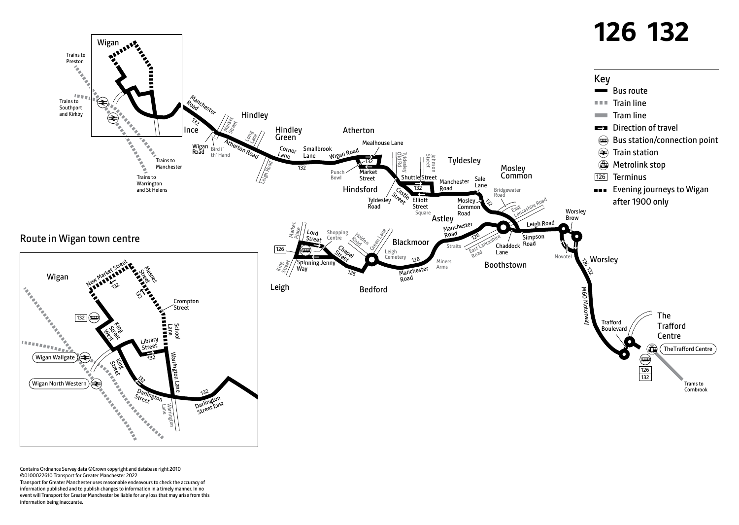# 126 132

## Key

- Bus route
- Train line
- Tram line
- Direction of travel
- Bus station/connection point
- Train station
- Metrolink stop
- 126 Terminus
- Evening journeys to Wigan after 1900 only

Wigan

Trains to Preston

Trains to Southport and Kirkby

Trains to Manchester

Trains to Warrington and St Helens

Manchester Road

132

Ince

Wigan Road

Bird i' th' Hand

Market Street

Hindley

Long Lane

Atherton Road

Leigh Road

Hindley Green

Corner Lane

Smallbrook Lane

132

Atherton

Wigan Road

Mealhouse Lane

132

Punch Bowl

Market Street

Hindsford

Tyldesley Old Rd

Johnson Street

Tyldesley

Shuttle Street

Castle Street

132

Elliott Street

Square

Tyldesley Road

Manchester Road

Sale Lane

Mosley Common

Bridgewater Road

Mosley Common Road

132

Astley

East Lancashire Road

Manchester Road

126

Straits

East Lancashire Road

Chaddock Lane

Boothstown

Leigh Road

Simpson Road

Worsley Brow

Novotel

Worsley

126 132

M60 Motorway

Trafford Boulevard

The Trafford Centre

TheTrafford Centre

126

132

Trams to Cornbrook

Market Place

Lord Street

Shopping Centre

126

King Street

Spinning Jenny Way

Chapel Street

Holden Road

Green Lane

Blackmoor

Leigh Cemetery

126

126

Manchester Road

Miners Arms

Leigh

Bedford

## Route in Wigan town centre

Wigan

New Market Street

Mesnes Street

132

132

Crompton Street

132

King Street West

School Lane

Library Street

132

Wigan Wallgate

King Street

Warrington Lane

132

Wigan North Western

Darlington Street

132

Darlington Street East

Warrington Lane

Contains Ordnance Survey data ©Crown copyright and database right 2010
©0100022610 Transport for Greater Manchester 2022
Transport for Greater Manchester uses reasonable endeavours to check the accuracy of information published and to publish changes to information in a timely manner. In no event will Transport for Greater Manchester be liable for any loss that may arise from this information being inaccurate.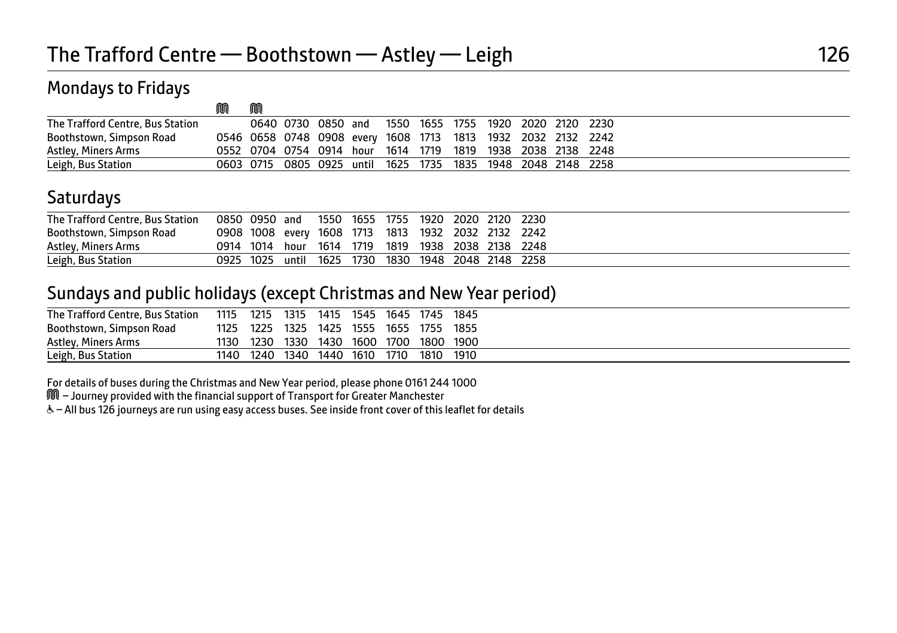# The Trafford Centre — Boothstown — Astley — Leigh

126

## Mondays to Fridays

| | ⓜ | ⓜ | | | | | | | | | | |
|---|---|---|---|---|---|---|---|---|---|---|---|---|
| The Trafford Centre, Bus Station | | 0640 | 0730 | 0850 | and | 1550 | 1655 | 1755 | 1920 | 2020 | 2120 | 2230 |
| Boothstown, Simpson Road | 0546 | 0658 | 0748 | 0908 | every | 1608 | 1713 | 1813 | 1932 | 2032 | 2132 | 2242 |
| Astley, Miners Arms | 0552 | 0704 | 0754 | 0914 | hour | 1614 | 1719 | 1819 | 1938 | 2038 | 2138 | 2248 |
| Leigh, Bus Station | 0603 | 0715 | 0805 | 0925 | until | 1625 | 1735 | 1835 | 1948 | 2048 | 2148 | 2258 |

## Saturdays

| | | | | | | | | | | |
|---|---|---|---|---|---|---|---|---|---|---|
| The Trafford Centre, Bus Station | 0850 | 0950 | and | 1550 | 1655 | 1755 | 1920 | 2020 | 2120 | 2230 |
| Boothstown, Simpson Road | 0908 | 1008 | every | 1608 | 1713 | 1813 | 1932 | 2032 | 2132 | 2242 |
| Astley, Miners Arms | 0914 | 1014 | hour | 1614 | 1719 | 1819 | 1938 | 2038 | 2138 | 2248 |
| Leigh, Bus Station | 0925 | 1025 | until | 1625 | 1730 | 1830 | 1948 | 2048 | 2148 | 2258 |

## Sundays and public holidays (except Christmas and New Year period)

| | | | | | | | | |
|---|---|---|---|---|---|---|---|---|
| The Trafford Centre, Bus Station | 1115 | 1215 | 1315 | 1415 | 1545 | 1645 | 1745 | 1845 |
| Boothstown, Simpson Road | 1125 | 1225 | 1325 | 1425 | 1555 | 1655 | 1755 | 1855 |
| Astley, Miners Arms | 1130 | 1230 | 1330 | 1430 | 1600 | 1700 | 1800 | 1900 |
| Leigh, Bus Station | 1140 | 1240 | 1340 | 1440 | 1610 | 1710 | 1810 | 1910 |

For details of buses during the Christmas and New Year period, please phone 0161 244 1000

ⓜ – Journey provided with the financial support of Transport for Greater Manchester

♿ – All bus 126 journeys are run using easy access buses. See inside front cover of this leaflet for details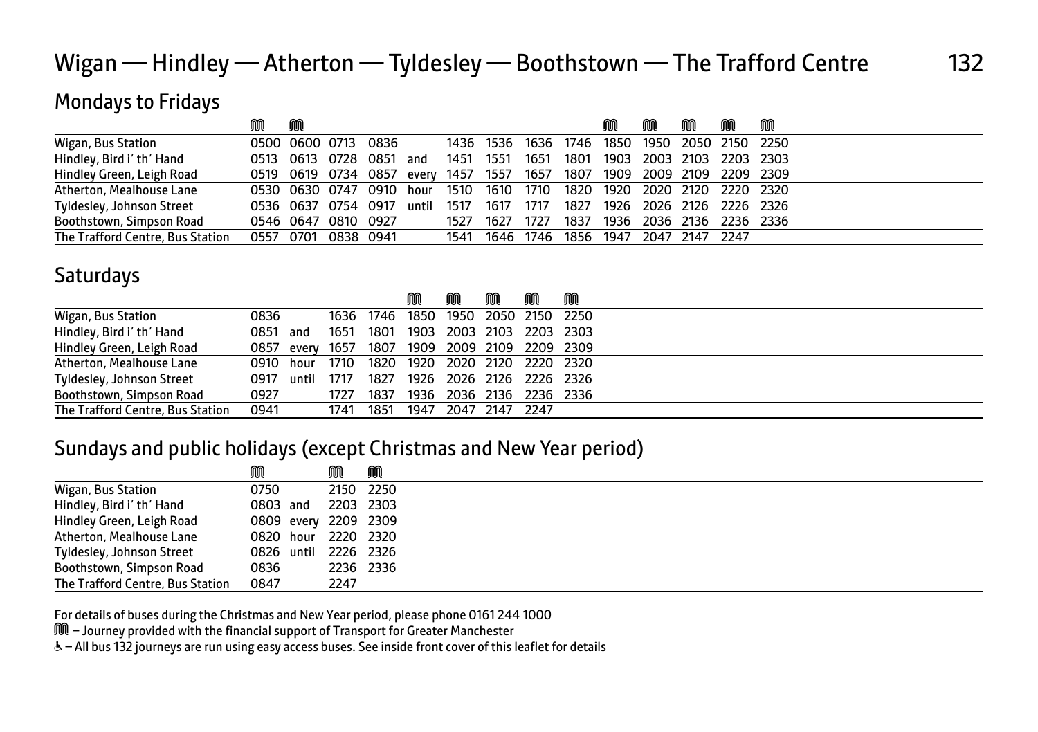# Wigan — Hindley — Atherton — Tyldesley — Boothstown — The Trafford Centre 132

## Mondays to Fridays

| | Ⓜ | Ⓜ | | | | | | | | Ⓜ | Ⓜ | Ⓜ | Ⓜ | Ⓜ |
|---|---|---|---|---|---|---|---|---|---|---|---|---|---|---|
| Wigan, Bus Station | 0500 | 0600 | 0713 | 0836 | | 1436 | 1536 | 1636 | 1746 | 1850 | 1950 | 2050 | 2150 | 2250 |
| Hindley, Bird i' th' Hand | 0513 | 0613 | 0728 | 0851 | and | 1451 | 1551 | 1651 | 1801 | 1903 | 2003 | 2103 | 2203 | 2303 |
| Hindley Green, Leigh Road | 0519 | 0619 | 0734 | 0857 | every | 1457 | 1557 | 1657 | 1807 | 1909 | 2009 | 2109 | 2209 | 2309 |
| Atherton, Mealhouse Lane | 0530 | 0630 | 0747 | 0910 | hour | 1510 | 1610 | 1710 | 1820 | 1920 | 2020 | 2120 | 2220 | 2320 |
| Tyldesley, Johnson Street | 0536 | 0637 | 0754 | 0917 | until | 1517 | 1617 | 1717 | 1827 | 1926 | 2026 | 2126 | 2226 | 2326 |
| Boothstown, Simpson Road | 0546 | 0647 | 0810 | 0927 | | 1527 | 1627 | 1727 | 1837 | 1936 | 2036 | 2136 | 2236 | 2336 |
| The Trafford Centre, Bus Station | 0557 | 0701 | 0838 | 0941 | | 1541 | 1646 | 1746 | 1856 | 1947 | 2047 | 2147 | 2247 | |

## Saturdays

| | | | | | Ⓜ | Ⓜ | Ⓜ | Ⓜ | Ⓜ |
|---|---|---|---|---|---|---|---|---|---|
| Wigan, Bus Station | 0836 | | 1636 | 1746 | 1850 | 1950 | 2050 | 2150 | 2250 |
| Hindley, Bird i' th' Hand | 0851 | and | 1651 | 1801 | 1903 | 2003 | 2103 | 2203 | 2303 |
| Hindley Green, Leigh Road | 0857 | every | 1657 | 1807 | 1909 | 2009 | 2109 | 2209 | 2309 |
| Atherton, Mealhouse Lane | 0910 | hour | 1710 | 1820 | 1920 | 2020 | 2120 | 2220 | 2320 |
| Tyldesley, Johnson Street | 0917 | until | 1717 | 1827 | 1926 | 2026 | 2126 | 2226 | 2326 |
| Boothstown, Simpson Road | 0927 | | 1727 | 1837 | 1936 | 2036 | 2136 | 2236 | 2336 |
| The Trafford Centre, Bus Station | 0941 | | 1741 | 1851 | 1947 | 2047 | 2147 | 2247 | |

## Sundays and public holidays (except Christmas and New Year period)

| | Ⓜ | | Ⓜ | Ⓜ |
|---|---|---|---|---|
| Wigan, Bus Station | 0750 | | 2150 | 2250 |
| Hindley, Bird i' th' Hand | 0803 | and | 2203 | 2303 |
| Hindley Green, Leigh Road | 0809 | every | 2209 | 2309 |
| Atherton, Mealhouse Lane | 0820 | hour | 2220 | 2320 |
| Tyldesley, Johnson Street | 0826 | until | 2226 | 2326 |
| Boothstown, Simpson Road | 0836 | | 2236 | 2336 |
| The Trafford Centre, Bus Station | 0847 | | 2247 | |

For details of buses during the Christmas and New Year period, please phone 0161 244 1000

Ⓜ – Journey provided with the financial support of Transport for Greater Manchester

♿ – All bus 132 journeys are run using easy access buses. See inside front cover of this leaflet for details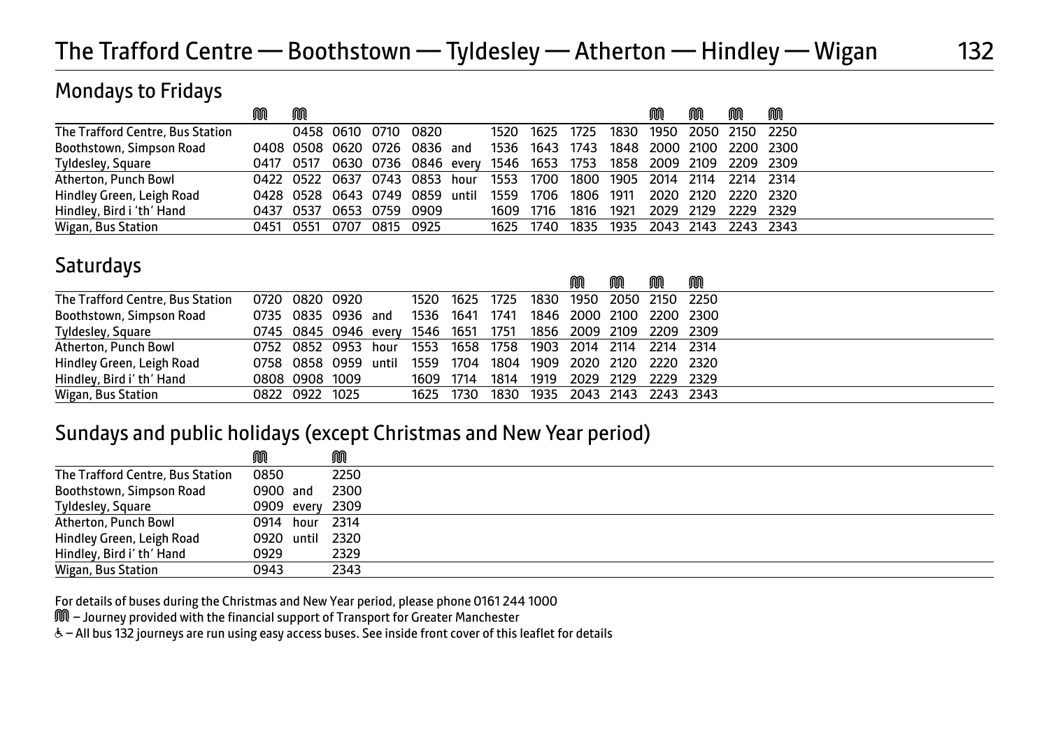# The Trafford Centre — Boothstown — Tyldesley — Atherton — Hindley — Wigan 132

## Mondays to Fridays

| | M | M | | | | | | | | | M | M | M | M |
|---|---|---|---|---|---|---|---|---|---|---|---|---|---|---|
| The Trafford Centre, Bus Station | | 0458 | 0610 | 0710 | 0820 | | 1520 | 1625 | 1725 | 1830 | 1950 | 2050 | 2150 | 2250 |
| Boothstown, Simpson Road | 0408 | 0508 | 0620 | 0726 | 0836 | and | 1536 | 1643 | 1743 | 1848 | 2000 | 2100 | 2200 | 2300 |
| Tyldesley, Square | 0417 | 0517 | 0630 | 0736 | 0846 | every | 1546 | 1653 | 1753 | 1858 | 2009 | 2109 | 2209 | 2309 |
| Atherton, Punch Bowl | 0422 | 0522 | 0637 | 0743 | 0853 | hour | 1553 | 1700 | 1800 | 1905 | 2014 | 2114 | 2214 | 2314 |
| Hindley Green, Leigh Road | 0428 | 0528 | 0643 | 0749 | 0859 | until | 1559 | 1706 | 1806 | 1911 | 2020 | 2120 | 2220 | 2320 |
| Hindley, Bird i 'th' Hand | 0437 | 0537 | 0653 | 0759 | 0909 | | 1609 | 1716 | 1816 | 1921 | 2029 | 2129 | 2229 | 2329 |
| Wigan, Bus Station | 0451 | 0551 | 0707 | 0815 | 0925 | | 1625 | 1740 | 1835 | 1935 | 2043 | 2143 | 2243 | 2343 |

## Saturdays

| | | | | | | | | | M | M | M | M |
|---|---|---|---|---|---|---|---|---|---|---|---|---|
| The Trafford Centre, Bus Station | 0720 | 0820 | 0920 | | 1520 | 1625 | 1725 | 1830 | 1950 | 2050 | 2150 | 2250 |
| Boothstown, Simpson Road | 0735 | 0835 | 0936 | and | 1536 | 1641 | 1741 | 1846 | 2000 | 2100 | 2200 | 2300 |
| Tyldesley, Square | 0745 | 0845 | 0946 | every | 1546 | 1651 | 1751 | 1856 | 2009 | 2109 | 2209 | 2309 |
| Atherton, Punch Bowl | 0752 | 0852 | 0953 | hour | 1553 | 1658 | 1758 | 1903 | 2014 | 2114 | 2214 | 2314 |
| Hindley Green, Leigh Road | 0758 | 0858 | 0959 | until | 1559 | 1704 | 1804 | 1909 | 2020 | 2120 | 2220 | 2320 |
| Hindley, Bird i' th' Hand | 0808 | 0908 | 1009 | | 1609 | 1714 | 1814 | 1919 | 2029 | 2129 | 2229 | 2329 |
| Wigan, Bus Station | 0822 | 0922 | 1025 | | 1625 | 1730 | 1830 | 1935 | 2043 | 2143 | 2243 | 2343 |

## Sundays and public holidays (except Christmas and New Year period)

| | M | | M |
|---|---|---|---|
| The Trafford Centre, Bus Station | 0850 | | 2250 |
| Boothstown, Simpson Road | 0900 | and | 2300 |
| Tyldesley, Square | 0909 | every | 2309 |
| Atherton, Punch Bowl | 0914 | hour | 2314 |
| Hindley Green, Leigh Road | 0920 | until | 2320 |
| Hindley, Bird i' th' Hand | 0929 | | 2329 |
| Wigan, Bus Station | 0943 | | 2343 |

For details of buses during the Christmas and New Year period, please phone 0161 244 1000

M – Journey provided with the financial support of Transport for Greater Manchester

♿ – All bus 132 journeys are run using easy access buses. See inside front cover of this leaflet for details